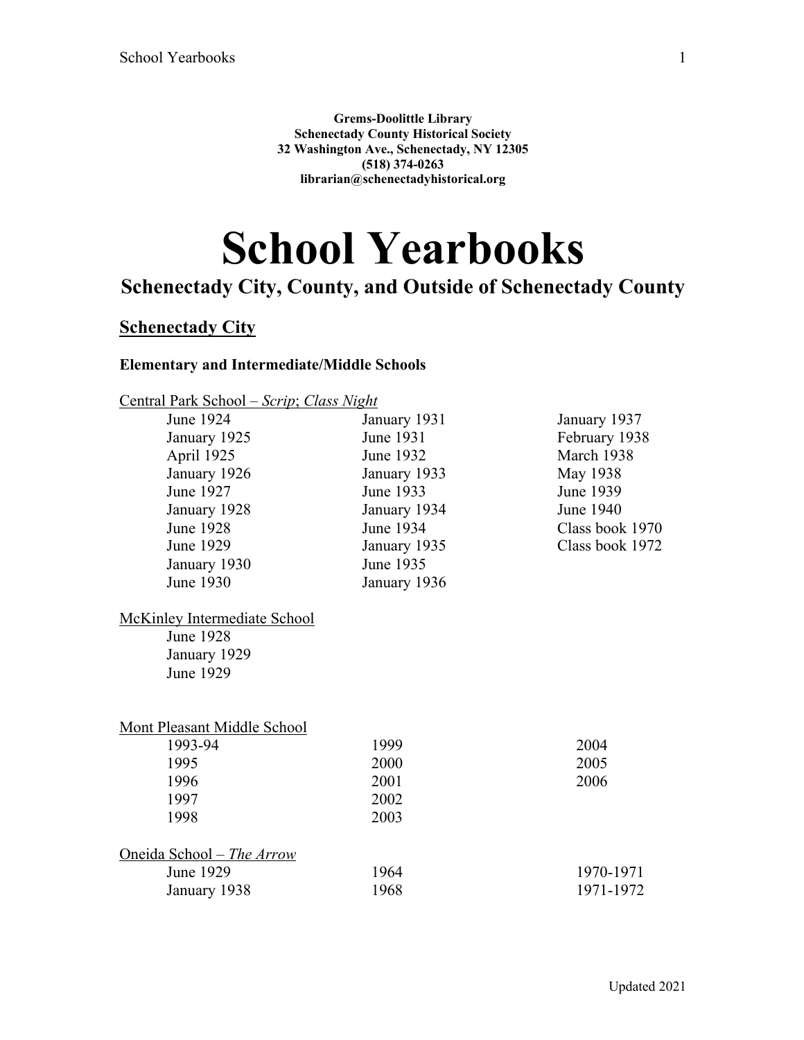**Grems-Doolittle Library**
**Schenectady County Historical Society**
**32 Washington Ave., Schenectady, NY 12305**
**(518) 374-0263**
**librarian@schenectadyhistorical.org**

# School Yearbooks

## Schenectady City, County, and Outside of Schenectady County

## Schenectady City

### Elementary and Intermediate/Middle Schools

Central Park School – *Scrip*; *Class Night*

| | | |
|---|---|---|
| June 1924 | January 1931 | January 1937 |
| January 1925 | June 1931 | February 1938 |
| April 1925 | June 1932 | March 1938 |
| January 1926 | January 1933 | May 1938 |
| June 1927 | June 1933 | June 1939 |
| January 1928 | January 1934 | June 1940 |
| June 1928 | June 1934 | Class book 1970 |
| June 1929 | January 1935 | Class book 1972 |
| January 1930 | June 1935 | |
| June 1930 | January 1936 | |

McKinley Intermediate School

- June 1928
- January 1929
- June 1929

Mont Pleasant Middle School

| | | |
|---|---|---|
| 1993-94 | 1999 | 2004 |
| 1995 | 2000 | 2005 |
| 1996 | 2001 | 2006 |
| 1997 | 2002 | |
| 1998 | 2003 | |

Oneida School – *The Arrow*

| | | |
|---|---|---|
| June 1929 | 1964 | 1970-1971 |
| January 1938 | 1968 | 1971-1972 |

Updated 2021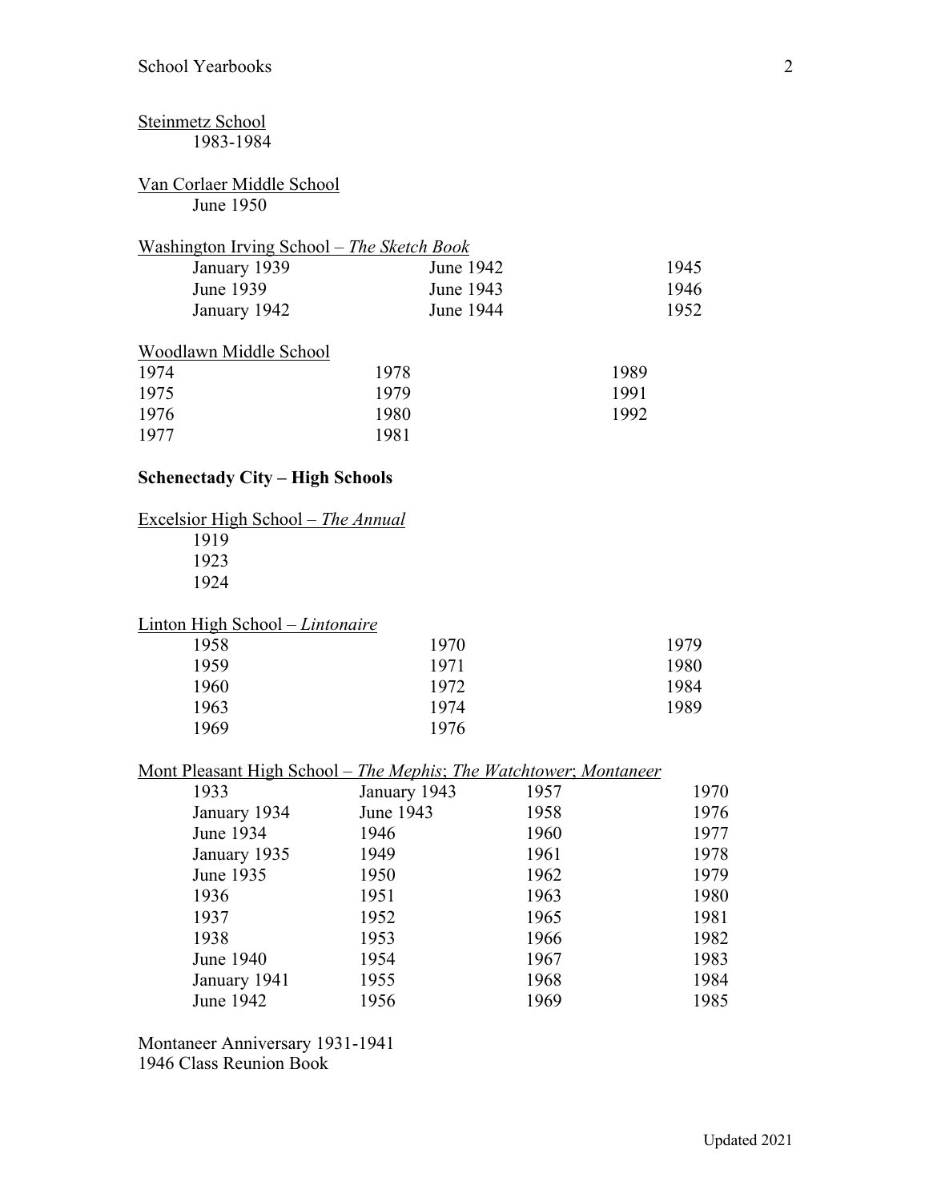Steinmetz School

1983-1984

Van Corlaer Middle School

June 1950

Washington Irving School – *The Sketch Book*

| | | |
|---|---|---|
| January 1939 | June 1942 | 1945 |
| June 1939 | June 1943 | 1946 |
| January 1942 | June 1944 | 1952 |

Woodlawn Middle School

| | | |
|---|---|---|
| 1974 | 1978 | 1989 |
| 1975 | 1979 | 1991 |
| 1976 | 1980 | 1992 |
| 1977 | 1981 | |

## Schenectady City – High Schools

Excelsior High School – *The Annual*

1919
1923
1924

Linton High School – *Lintonaire*

| | | |
|---|---|---|
| 1958 | 1970 | 1979 |
| 1959 | 1971 | 1980 |
| 1960 | 1972 | 1984 |
| 1963 | 1974 | 1989 |
| 1969 | 1976 | |

Mont Pleasant High School – *The Mephis*; *The Watchtower*; *Montaneer*

| | | | |
|---|---|---|---|
| 1933 | January 1943 | 1957 | 1970 |
| January 1934 | June 1943 | 1958 | 1976 |
| June 1934 | 1946 | 1960 | 1977 |
| January 1935 | 1949 | 1961 | 1978 |
| June 1935 | 1950 | 1962 | 1979 |
| 1936 | 1951 | 1963 | 1980 |
| 1937 | 1952 | 1965 | 1981 |
| 1938 | 1953 | 1966 | 1982 |
| June 1940 | 1954 | 1967 | 1983 |
| January 1941 | 1955 | 1968 | 1984 |
| June 1942 | 1956 | 1969 | 1985 |

Montaneer Anniversary 1931-1941
1946 Class Reunion Book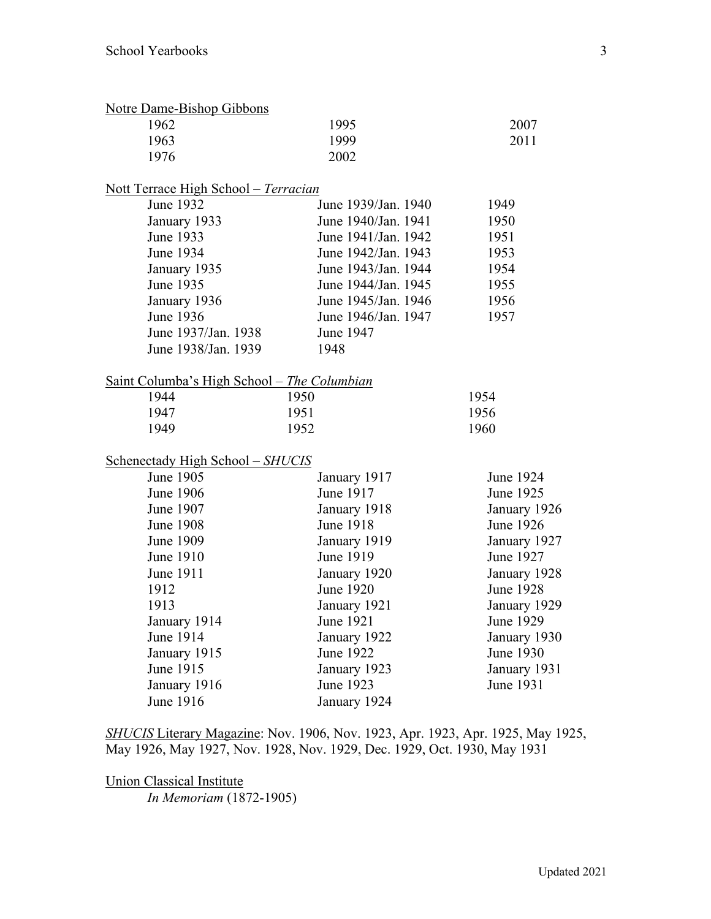<u>Notre Dame-Bishop Gibbons</u>

| | | |
|---|---|---|
| 1962 | 1995 | 2007 |
| 1963 | 1999 | 2011 |
| 1976 | 2002 | |

<u>Nott Terrace High School – *Terracian*</u>

| | | |
|---|---|---|
| June 1932 | June 1939/Jan. 1940 | 1949 |
| January 1933 | June 1940/Jan. 1941 | 1950 |
| June 1933 | June 1941/Jan. 1942 | 1951 |
| June 1934 | June 1942/Jan. 1943 | 1953 |
| January 1935 | June 1943/Jan. 1944 | 1954 |
| June 1935 | June 1944/Jan. 1945 | 1955 |
| January 1936 | June 1945/Jan. 1946 | 1956 |
| June 1936 | June 1946/Jan. 1947 | 1957 |
| June 1937/Jan. 1938 | June 1947 | |
| June 1938/Jan. 1939 | 1948 | |

<u>Saint Columba's High School – *The Columbian*</u>

| | | |
|---|---|---|
| 1944 | 1950 | 1954 |
| 1947 | 1951 | 1956 |
| 1949 | 1952 | 1960 |

<u>Schenectady High School – *SHUCIS*</u>

| | | |
|---|---|---|
| June 1905 | January 1917 | June 1924 |
| June 1906 | June 1917 | June 1925 |
| June 1907 | January 1918 | January 1926 |
| June 1908 | June 1918 | June 1926 |
| June 1909 | January 1919 | January 1927 |
| June 1910 | June 1919 | June 1927 |
| June 1911 | January 1920 | January 1928 |
| 1912 | June 1920 | June 1928 |
| 1913 | January 1921 | January 1929 |
| January 1914 | June 1921 | June 1929 |
| June 1914 | January 1922 | January 1930 |
| January 1915 | June 1922 | June 1930 |
| June 1915 | January 1923 | January 1931 |
| January 1916 | June 1923 | June 1931 |
| June 1916 | January 1924 | |

<u>*SHUCIS* Literary Magazine</u>: Nov. 1906, Nov. 1923, Apr. 1923, Apr. 1925, May 1925, May 1926, May 1927, Nov. 1928, Nov. 1929, Dec. 1929, Oct. 1930, May 1931

<u>Union Classical Institute</u>

*In Memoriam* (1872-1905)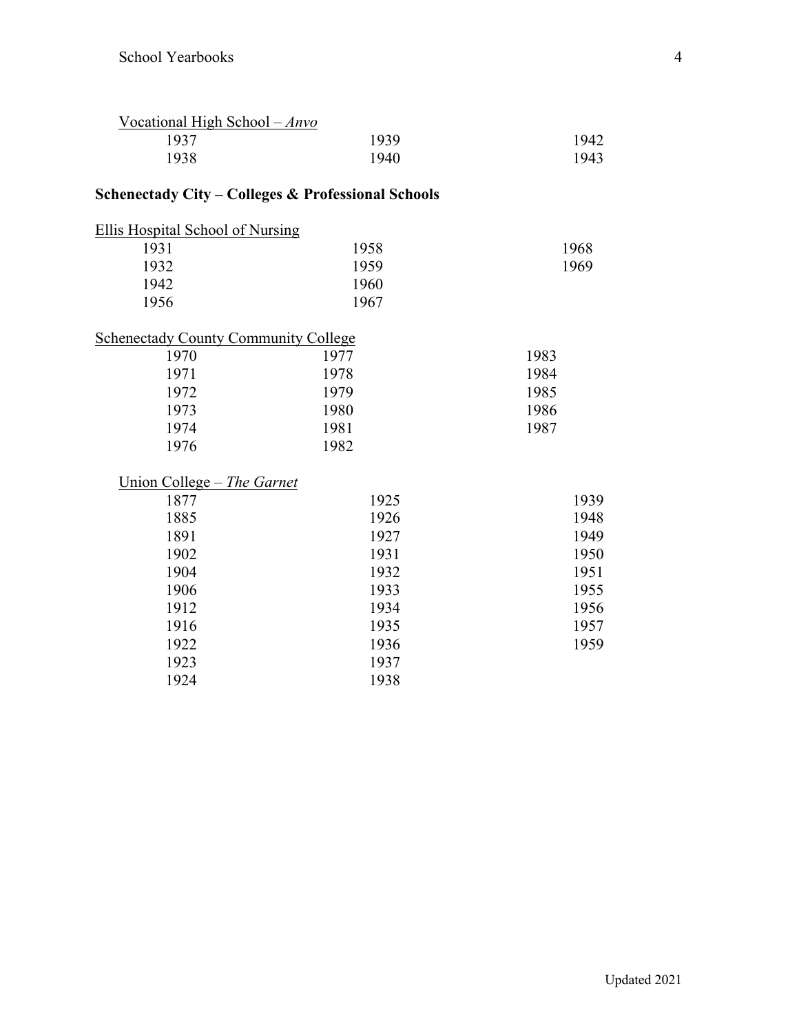Vocational High School – *Anvo*

| | | |
|---|---|---|
| 1937 | 1939 | 1942 |
| 1938 | 1940 | 1943 |

**Schenectady City – Colleges & Professional Schools**

Ellis Hospital School of Nursing

| | | |
|---|---|---|
| 1931 | 1958 | 1968 |
| 1932 | 1959 | 1969 |
| 1942 | 1960 | |
| 1956 | 1967 | |

Schenectady County Community College

| | | |
|---|---|---|
| 1970 | 1977 | 1983 |
| 1971 | 1978 | 1984 |
| 1972 | 1979 | 1985 |
| 1973 | 1980 | 1986 |
| 1974 | 1981 | 1987 |
| 1976 | 1982 | |

Union College – *The Garnet*

| | | |
|---|---|---|
| 1877 | 1925 | 1939 |
| 1885 | 1926 | 1948 |
| 1891 | 1927 | 1949 |
| 1902 | 1931 | 1950 |
| 1904 | 1932 | 1951 |
| 1906 | 1933 | 1955 |
| 1912 | 1934 | 1956 |
| 1916 | 1935 | 1957 |
| 1922 | 1936 | 1959 |
| 1923 | 1937 | |
| 1924 | 1938 | |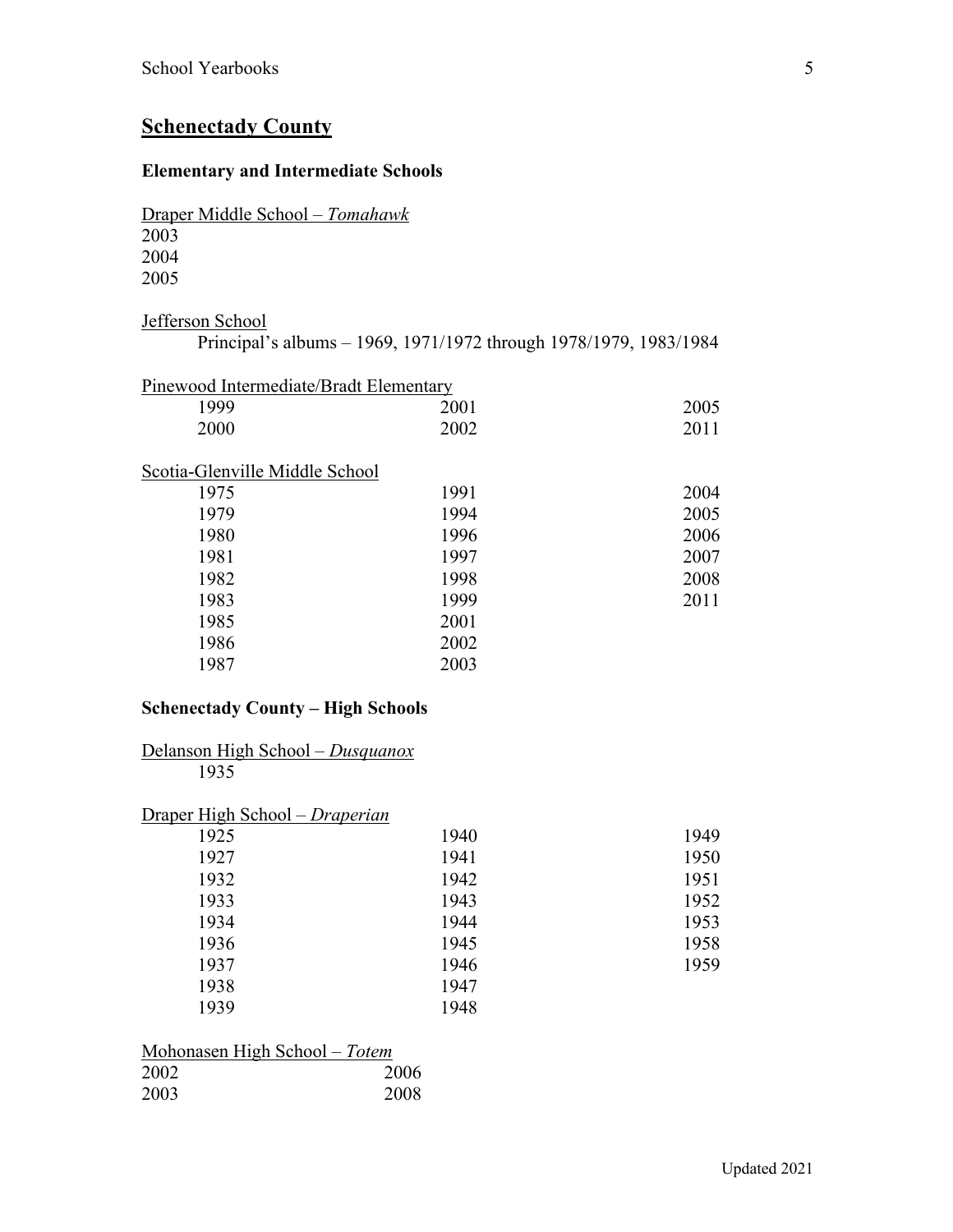## Schenectady County

### Elementary and Intermediate Schools

Draper Middle School – *Tomahawk*

2003
2004
2005

Jefferson School

Principal's albums – 1969, 1971/1972 through 1978/1979, 1983/1984

Pinewood Intermediate/Bradt Elementary

| | | |
|---|---|---|
| 1999 | 2001 | 2005 |
| 2000 | 2002 | 2011 |

Scotia-Glenville Middle School

| | | |
|---|---|---|
| 1975 | 1991 | 2004 |
| 1979 | 1994 | 2005 |
| 1980 | 1996 | 2006 |
| 1981 | 1997 | 2007 |
| 1982 | 1998 | 2008 |
| 1983 | 1999 | 2011 |
| 1985 | 2001 | |
| 1986 | 2002 | |
| 1987 | 2003 | |

### Schenectady County – High Schools

Delanson High School – *Dusquanox*

1935

Draper High School – *Draperian*

| | | |
|---|---|---|
| 1925 | 1940 | 1949 |
| 1927 | 1941 | 1950 |
| 1932 | 1942 | 1951 |
| 1933 | 1943 | 1952 |
| 1934 | 1944 | 1953 |
| 1936 | 1945 | 1958 |
| 1937 | 1946 | 1959 |
| 1938 | 1947 | |
| 1939 | 1948 | |

Mohonasen High School – *Totem*

| | |
|---|---|
| 2002 | 2006 |
| 2003 | 2008 |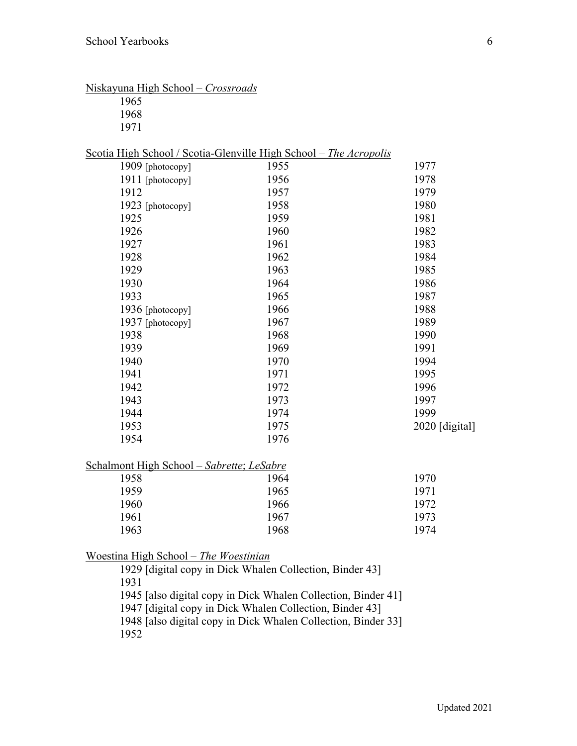<u>Niskayuna High School – *Crossroads*</u>

1965
1968
1971

<u>Scotia High School / Scotia-Glenville High School – *The Acropolis*</u>

| | | |
|---|---|---|
| 1909 [photocopy] | 1955 | 1977 |
| 1911 [photocopy] | 1956 | 1978 |
| 1912 | 1957 | 1979 |
| 1923 [photocopy] | 1958 | 1980 |
| 1925 | 1959 | 1981 |
| 1926 | 1960 | 1982 |
| 1927 | 1961 | 1983 |
| 1928 | 1962 | 1984 |
| 1929 | 1963 | 1985 |
| 1930 | 1964 | 1986 |
| 1933 | 1965 | 1987 |
| 1936 [photocopy] | 1966 | 1988 |
| 1937 [photocopy] | 1967 | 1989 |
| 1938 | 1968 | 1990 |
| 1939 | 1969 | 1991 |
| 1940 | 1970 | 1994 |
| 1941 | 1971 | 1995 |
| 1942 | 1972 | 1996 |
| 1943 | 1973 | 1997 |
| 1944 | 1974 | 1999 |
| 1953 | 1975 | 2020 [digital] |
| 1954 | 1976 | |

<u>Schalmont High School – *Sabrette*; *LeSabre*</u>

| | | |
|---|---|---|
| 1958 | 1964 | 1970 |
| 1959 | 1965 | 1971 |
| 1960 | 1966 | 1972 |
| 1961 | 1967 | 1973 |
| 1963 | 1968 | 1974 |

<u>Woestina High School – *The Woestinian*</u>

1929 [digital copy in Dick Whalen Collection, Binder 43]
1931
1945 [also digital copy in Dick Whalen Collection, Binder 41]
1947 [digital copy in Dick Whalen Collection, Binder 43]
1948 [also digital copy in Dick Whalen Collection, Binder 33]
1952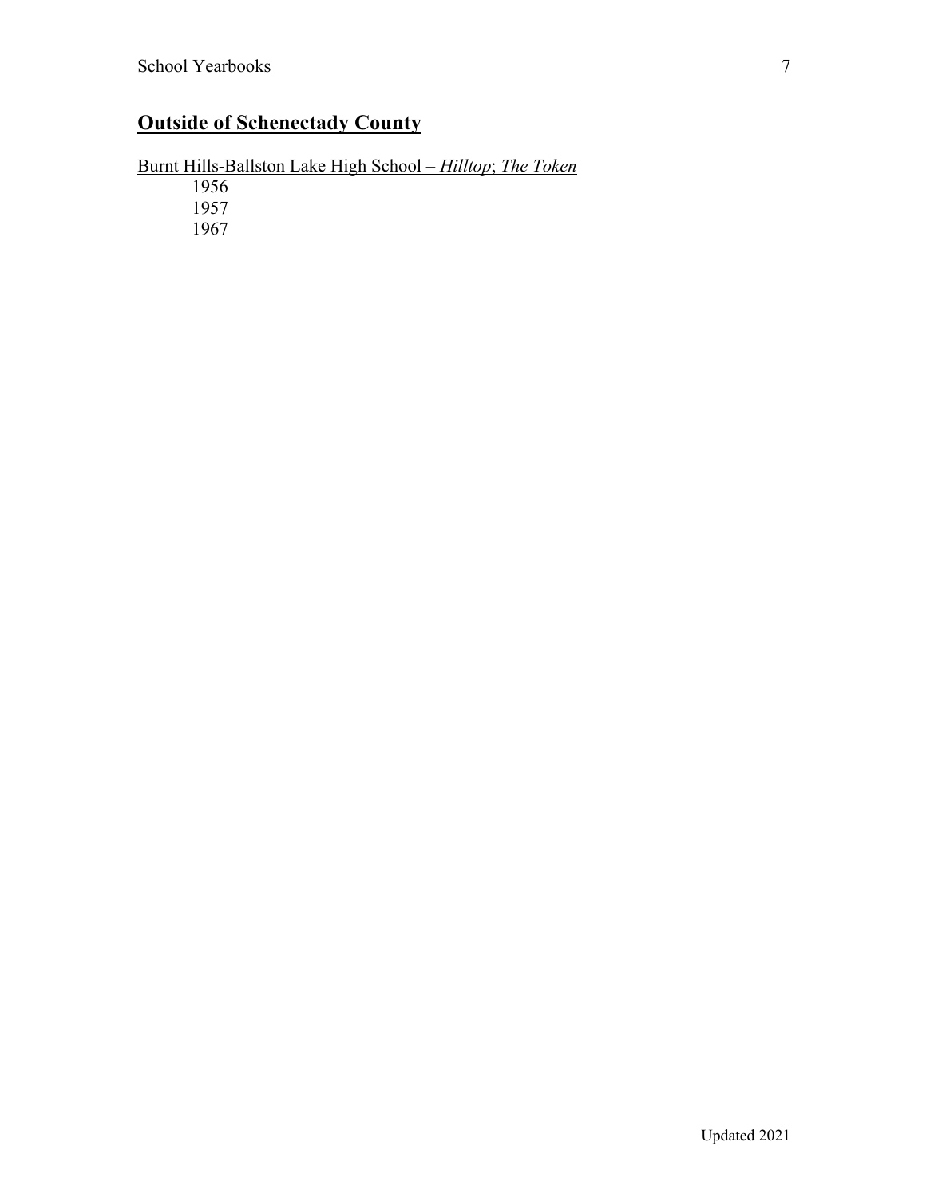## Outside of Schenectady County

Burnt Hills-Ballston Lake High School – *Hilltop*; *The Token*

1956
1957
1967